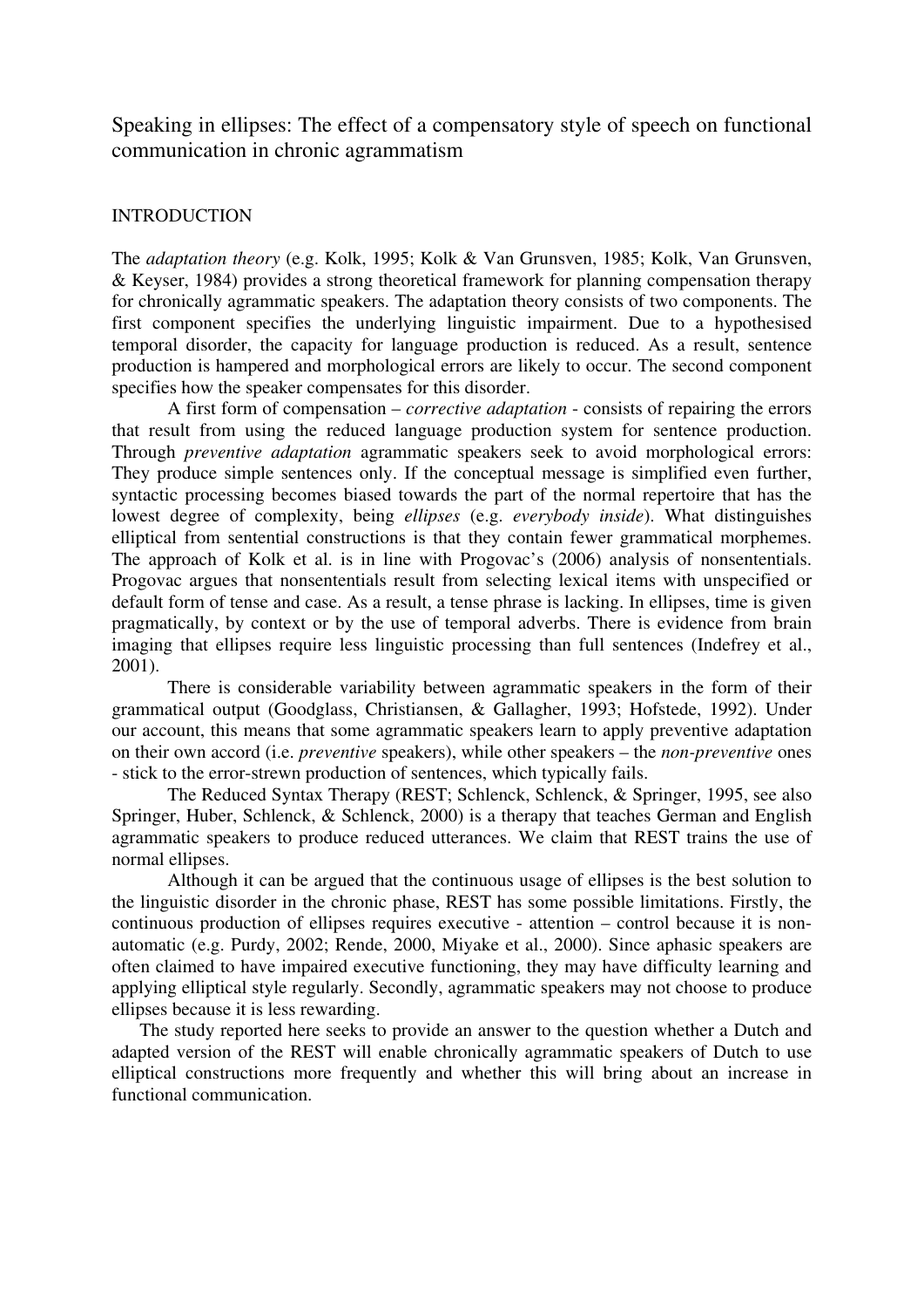# Speaking in ellipses: The effect of a compensatory style of speech on functional communication in chronic agrammatism

## INTRODUCTION

The *adaptation theory* (e.g. Kolk, 1995; Kolk & Van Grunsven, 1985; Kolk, Van Grunsven, & Keyser, 1984) provides a strong theoretical framework for planning compensation therapy for chronically agrammatic speakers. The adaptation theory consists of two components. The first component specifies the underlying linguistic impairment. Due to a hypothesised temporal disorder, the capacity for language production is reduced. As a result, sentence production is hampered and morphological errors are likely to occur. The second component specifies how the speaker compensates for this disorder.

A first form of compensation – *corrective adaptation* - consists of repairing the errors that result from using the reduced language production system for sentence production. Through *preventive adaptation* agrammatic speakers seek to avoid morphological errors: They produce simple sentences only. If the conceptual message is simplified even further, syntactic processing becomes biased towards the part of the normal repertoire that has the lowest degree of complexity, being *ellipses* (e.g. *everybody inside*). What distinguishes elliptical from sentential constructions is that they contain fewer grammatical morphemes. The approach of Kolk et al. is in line with Progovac's (2006) analysis of nonsententials. Progovac argues that nonsententials result from selecting lexical items with unspecified or default form of tense and case. As a result, a tense phrase is lacking. In ellipses, time is given pragmatically, by context or by the use of temporal adverbs. There is evidence from brain imaging that ellipses require less linguistic processing than full sentences (Indefrey et al., 2001).

There is considerable variability between agrammatic speakers in the form of their grammatical output (Goodglass, Christiansen, & Gallagher, 1993; Hofstede, 1992). Under our account, this means that some agrammatic speakers learn to apply preventive adaptation on their own accord (i.e. *preventive* speakers), while other speakers – the *non-preventive* ones - stick to the error-strewn production of sentences, which typically fails.

The Reduced Syntax Therapy (REST; Schlenck, Schlenck, & Springer, 1995, see also Springer, Huber, Schlenck, & Schlenck, 2000) is a therapy that teaches German and English agrammatic speakers to produce reduced utterances. We claim that REST trains the use of normal ellipses.

Although it can be argued that the continuous usage of ellipses is the best solution to the linguistic disorder in the chronic phase, REST has some possible limitations. Firstly, the continuous production of ellipses requires executive - attention – control because it is non-automatic (e.g. Purdy, 2002; Rende, 2000, Miyake et al., 2000). Since aphasic speakers are often claimed to have impaired executive functioning, they may have difficulty learning and applying elliptical style regularly. Secondly, agrammatic speakers may not choose to produce ellipses because it is less rewarding.

The study reported here seeks to provide an answer to the question whether a Dutch and adapted version of the REST will enable chronically agrammatic speakers of Dutch to use elliptical constructions more frequently and whether this will bring about an increase in functional communication.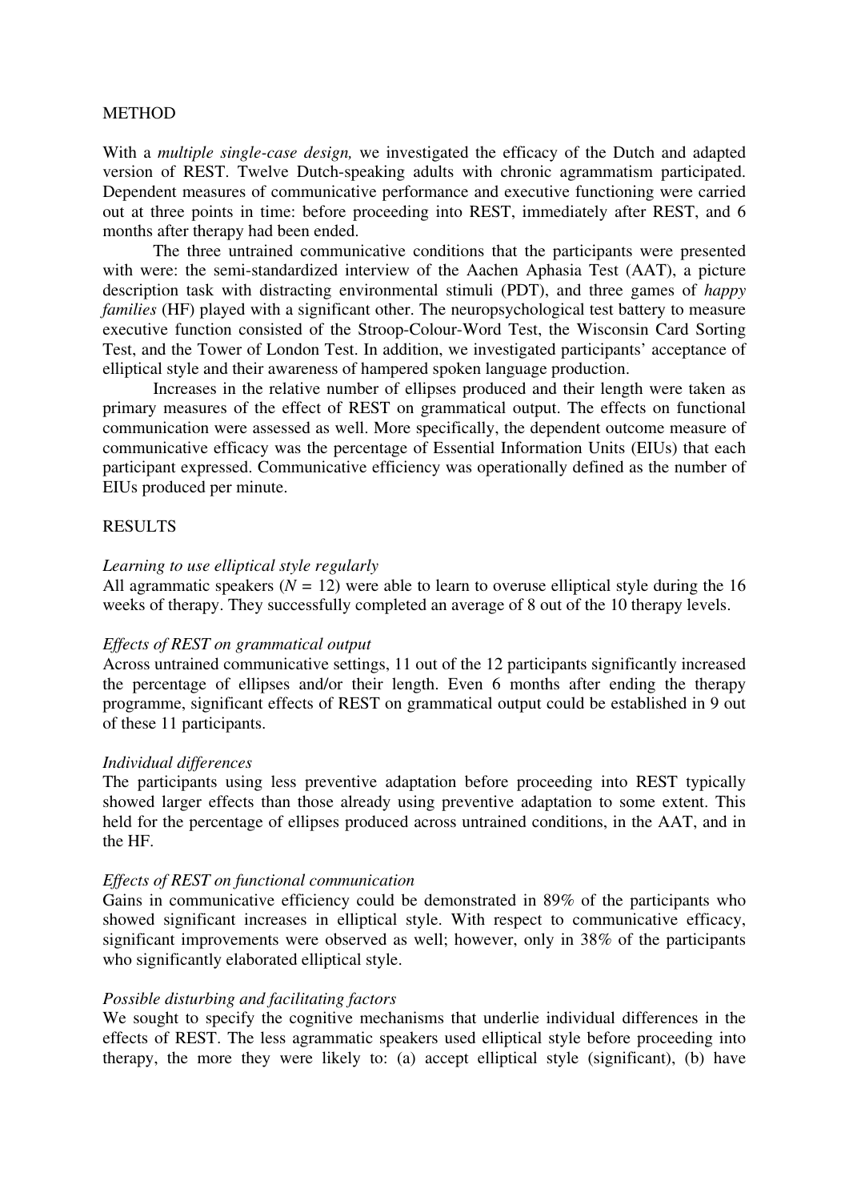## METHOD

With a *multiple single-case design,* we investigated the efficacy of the Dutch and adapted version of REST. Twelve Dutch-speaking adults with chronic agrammatism participated. Dependent measures of communicative performance and executive functioning were carried out at three points in time: before proceeding into REST, immediately after REST, and 6 months after therapy had been ended.

The three untrained communicative conditions that the participants were presented with were: the semi-standardized interview of the Aachen Aphasia Test (AAT), a picture description task with distracting environmental stimuli (PDT), and three games of *happy families* (HF) played with a significant other. The neuropsychological test battery to measure executive function consisted of the Stroop-Colour-Word Test, the Wisconsin Card Sorting Test, and the Tower of London Test. In addition, we investigated participants' acceptance of elliptical style and their awareness of hampered spoken language production.

Increases in the relative number of ellipses produced and their length were taken as primary measures of the effect of REST on grammatical output. The effects on functional communication were assessed as well. More specifically, the dependent outcome measure of communicative efficacy was the percentage of Essential Information Units (EIUs) that each participant expressed. Communicative efficiency was operationally defined as the number of EIUs produced per minute.

## RESULTS

### *Learning to use elliptical style regularly*

All agrammatic speakers ($N$ = 12) were able to learn to overuse elliptical style during the 16 weeks of therapy. They successfully completed an average of 8 out of the 10 therapy levels.

### *Effects of REST on grammatical output*

Across untrained communicative settings, 11 out of the 12 participants significantly increased the percentage of ellipses and/or their length. Even 6 months after ending the therapy programme, significant effects of REST on grammatical output could be established in 9 out of these 11 participants.

### *Individual differences*

The participants using less preventive adaptation before proceeding into REST typically showed larger effects than those already using preventive adaptation to some extent. This held for the percentage of ellipses produced across untrained conditions, in the AAT, and in the HF.

### *Effects of REST on functional communication*

Gains in communicative efficiency could be demonstrated in 89% of the participants who showed significant increases in elliptical style. With respect to communicative efficacy, significant improvements were observed as well; however, only in 38% of the participants who significantly elaborated elliptical style.

### *Possible disturbing and facilitating factors*

We sought to specify the cognitive mechanisms that underlie individual differences in the effects of REST. The less agrammatic speakers used elliptical style before proceeding into therapy, the more they were likely to: (a) accept elliptical style (significant), (b) have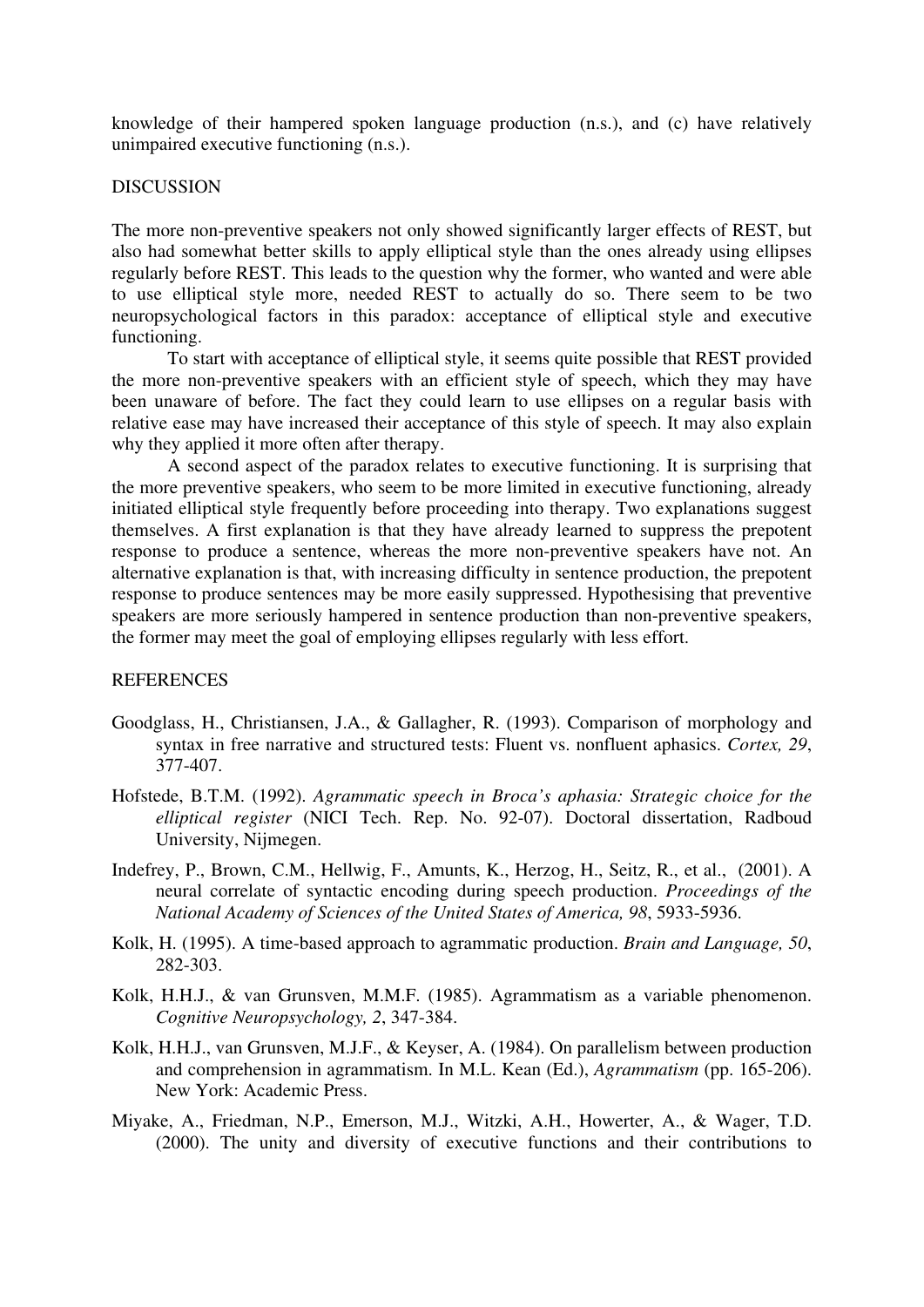knowledge of their hampered spoken language production (n.s.), and (c) have relatively unimpaired executive functioning (n.s.).

## DISCUSSION

The more non-preventive speakers not only showed significantly larger effects of REST, but also had somewhat better skills to apply elliptical style than the ones already using ellipses regularly before REST. This leads to the question why the former, who wanted and were able to use elliptical style more, needed REST to actually do so. There seem to be two neuropsychological factors in this paradox: acceptance of elliptical style and executive functioning.

To start with acceptance of elliptical style, it seems quite possible that REST provided the more non-preventive speakers with an efficient style of speech, which they may have been unaware of before. The fact they could learn to use ellipses on a regular basis with relative ease may have increased their acceptance of this style of speech. It may also explain why they applied it more often after therapy.

A second aspect of the paradox relates to executive functioning. It is surprising that the more preventive speakers, who seem to be more limited in executive functioning, already initiated elliptical style frequently before proceeding into therapy. Two explanations suggest themselves. A first explanation is that they have already learned to suppress the prepotent response to produce a sentence, whereas the more non-preventive speakers have not. An alternative explanation is that, with increasing difficulty in sentence production, the prepotent response to produce sentences may be more easily suppressed. Hypothesising that preventive speakers are more seriously hampered in sentence production than non-preventive speakers, the former may meet the goal of employing ellipses regularly with less effort.

## REFERENCES

- Goodglass, H., Christiansen, J.A., & Gallagher, R. (1993). Comparison of morphology and syntax in free narrative and structured tests: Fluent vs. nonfluent aphasics. *Cortex, 29*, 377-407.
- Hofstede, B.T.M. (1992). *Agrammatic speech in Broca's aphasia: Strategic choice for the elliptical register* (NICI Tech. Rep. No. 92-07). Doctoral dissertation, Radboud University, Nijmegen.
- Indefrey, P., Brown, C.M., Hellwig, F., Amunts, K., Herzog, H., Seitz, R., et al., (2001). A neural correlate of syntactic encoding during speech production. *Proceedings of the National Academy of Sciences of the United States of America, 98*, 5933-5936.
- Kolk, H. (1995). A time-based approach to agrammatic production. *Brain and Language, 50*, 282-303.
- Kolk, H.H.J., & van Grunsven, M.M.F. (1985). Agrammatism as a variable phenomenon. *Cognitive Neuropsychology, 2*, 347-384.
- Kolk, H.H.J., van Grunsven, M.J.F., & Keyser, A. (1984). On parallelism between production and comprehension in agrammatism. In M.L. Kean (Ed.), *Agrammatism* (pp. 165-206). New York: Academic Press.
- Miyake, A., Friedman, N.P., Emerson, M.J., Witzki, A.H., Howerter, A., & Wager, T.D. (2000). The unity and diversity of executive functions and their contributions to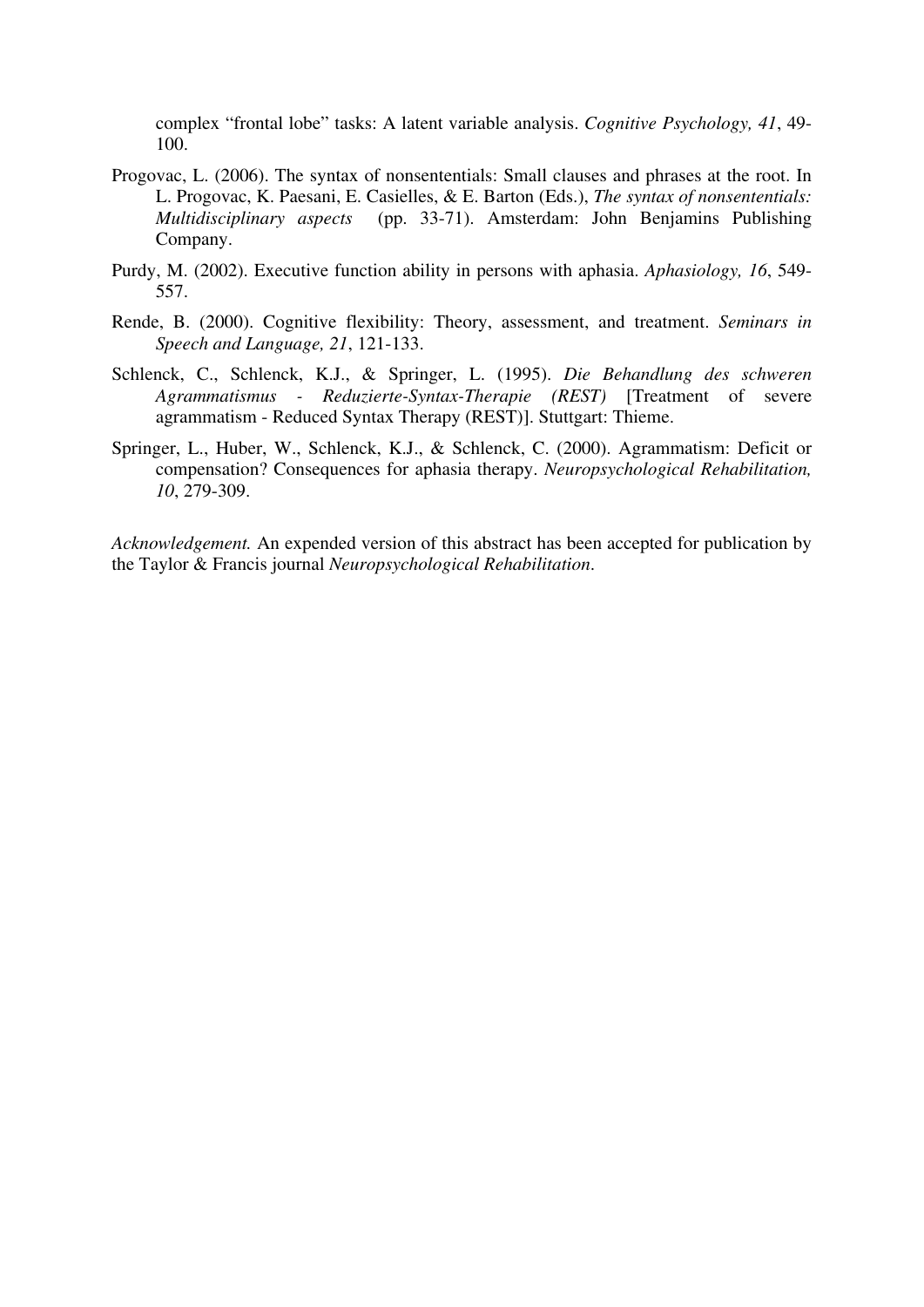complex "frontal lobe" tasks: A latent variable analysis. *Cognitive Psychology, 41*, 49-100.

Progovac, L. (2006). The syntax of nonsententials: Small clauses and phrases at the root. In L. Progovac, K. Paesani, E. Casielles, & E. Barton (Eds.), *The syntax of nonsententials: Multidisciplinary aspects* (pp. 33-71). Amsterdam: John Benjamins Publishing Company.

Purdy, M. (2002). Executive function ability in persons with aphasia. *Aphasiology, 16*, 549-557.

Rende, B. (2000). Cognitive flexibility: Theory, assessment, and treatment. *Seminars in Speech and Language, 21*, 121-133.

Schlenck, C., Schlenck, K.J., & Springer, L. (1995). *Die Behandlung des schweren Agrammatismus - Reduzierte-Syntax-Therapie (REST)* [Treatment of severe agrammatism - Reduced Syntax Therapy (REST)]. Stuttgart: Thieme.

Springer, L., Huber, W., Schlenck, K.J., & Schlenck, C. (2000). Agrammatism: Deficit or compensation? Consequences for aphasia therapy. *Neuropsychological Rehabilitation, 10*, 279-309.

*Acknowledgement.* An expended version of this abstract has been accepted for publication by the Taylor & Francis journal *Neuropsychological Rehabilitation*.